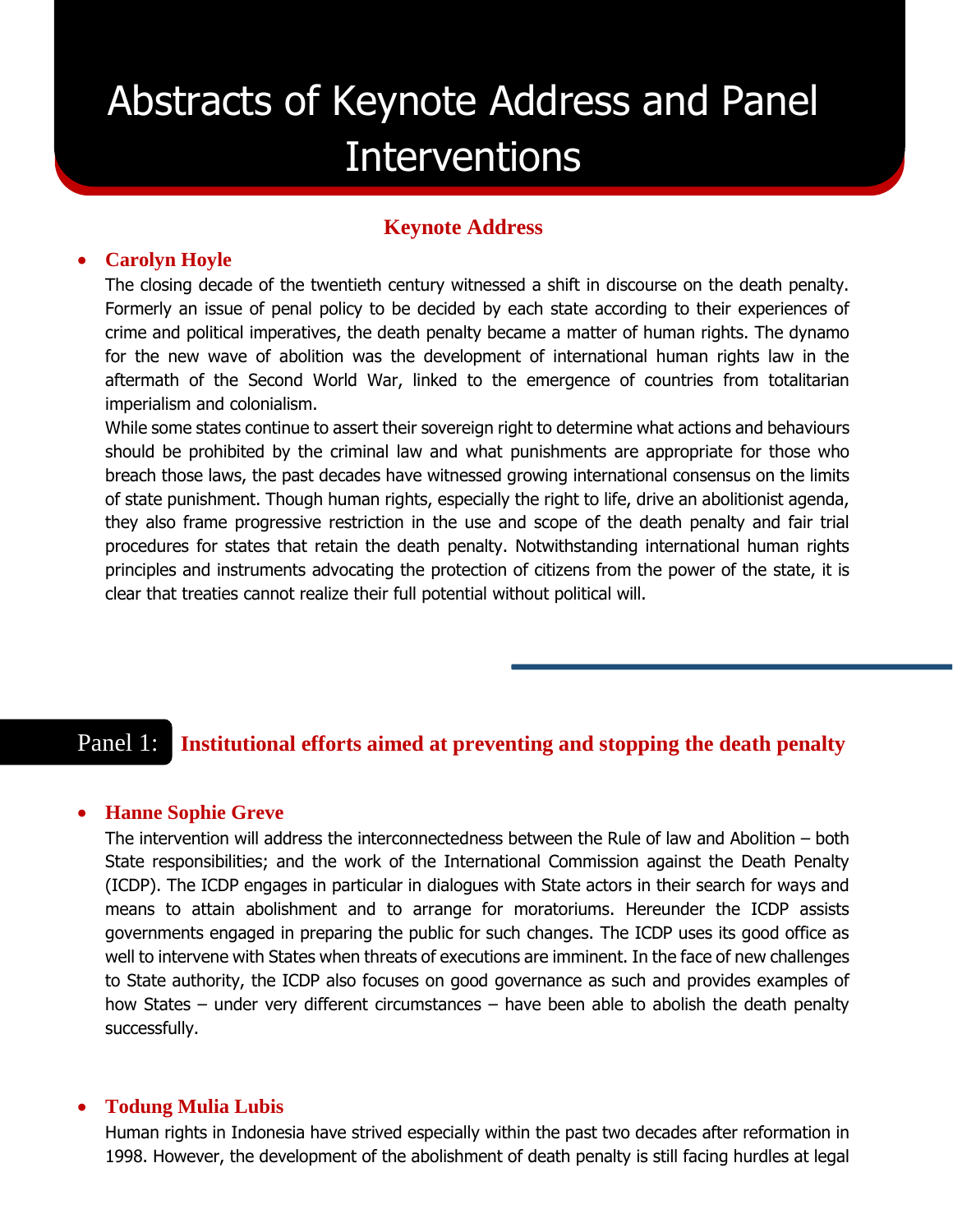# Abstracts of Keynote Address and Panel Interventions

## Keynote Address

- **Carolyn Hoyle**

  The closing decade of the twentieth century witnessed a shift in discourse on the death penalty. Formerly an issue of penal policy to be decided by each state according to their experiences of crime and political imperatives, the death penalty became a matter of human rights. The dynamo for the new wave of abolition was the development of international human rights law in the aftermath of the Second World War, linked to the emergence of countries from totalitarian imperialism and colonialism.

  While some states continue to assert their sovereign right to determine what actions and behaviours should be prohibited by the criminal law and what punishments are appropriate for those who breach those laws, the past decades have witnessed growing international consensus on the limits of state punishment. Though human rights, especially the right to life, drive an abolitionist agenda, they also frame progressive restriction in the use and scope of the death penalty and fair trial procedures for states that retain the death penalty. Notwithstanding international human rights principles and instruments advocating the protection of citizens from the power of the state, it is clear that treaties cannot realize their full potential without political will.

## Panel 1: Institutional efforts aimed at preventing and stopping the death penalty

- **Hanne Sophie Greve**

  The intervention will address the interconnectedness between the Rule of law and Abolition – both State responsibilities; and the work of the International Commission against the Death Penalty (ICDP). The ICDP engages in particular in dialogues with State actors in their search for ways and means to attain abolishment and to arrange for moratoriums. Hereunder the ICDP assists governments engaged in preparing the public for such changes. The ICDP uses its good office as well to intervene with States when threats of executions are imminent. In the face of new challenges to State authority, the ICDP also focuses on good governance as such and provides examples of how States – under very different circumstances – have been able to abolish the death penalty successfully.

- **Todung Mulia Lubis**

  Human rights in Indonesia have strived especially within the past two decades after reformation in 1998. However, the development of the abolishment of death penalty is still facing hurdles at legal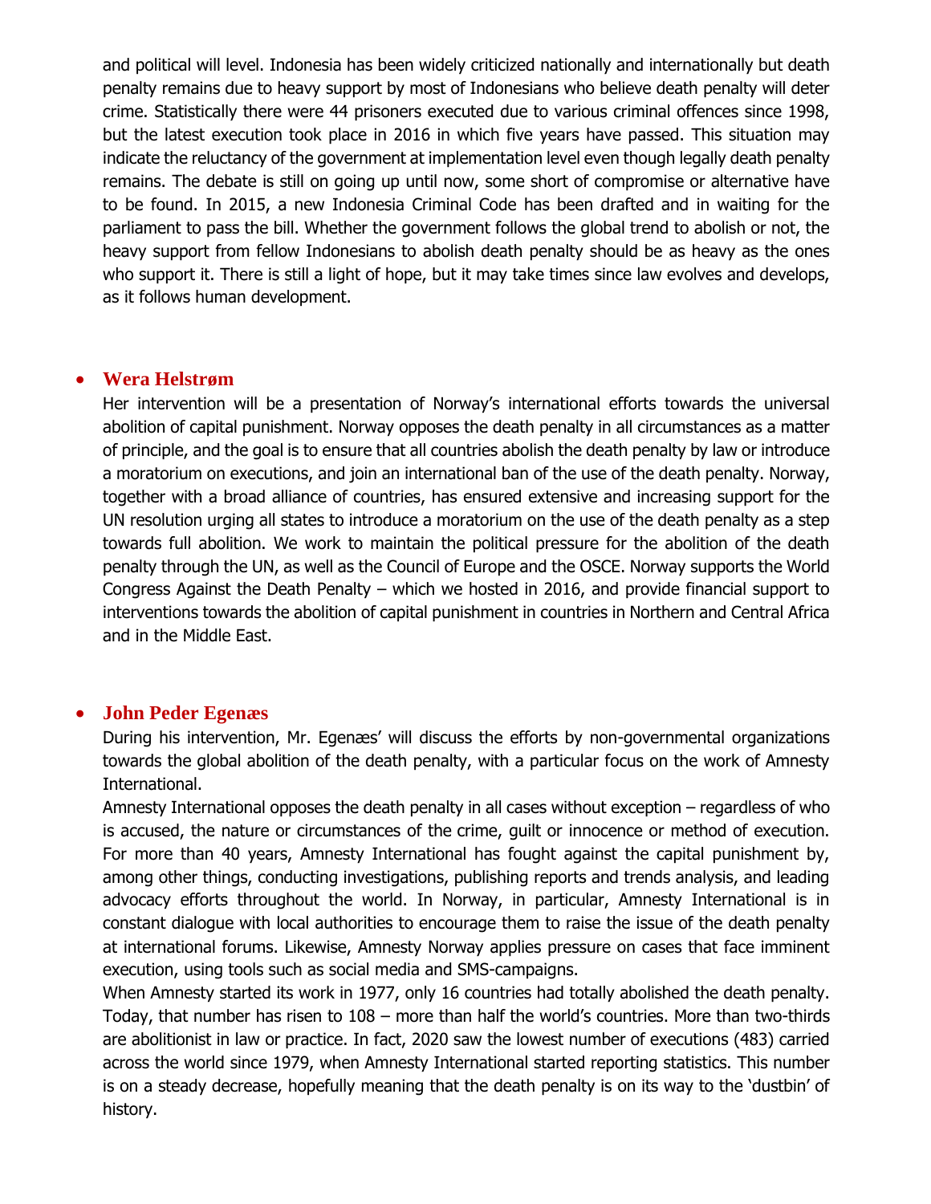and political will level. Indonesia has been widely criticized nationally and internationally but death penalty remains due to heavy support by most of Indonesians who believe death penalty will deter crime. Statistically there were 44 prisoners executed due to various criminal offences since 1998, but the latest execution took place in 2016 in which five years have passed. This situation may indicate the reluctancy of the government at implementation level even though legally death penalty remains. The debate is still on going up until now, some short of compromise or alternative have to be found. In 2015, a new Indonesia Criminal Code has been drafted and in waiting for the parliament to pass the bill. Whether the government follows the global trend to abolish or not, the heavy support from fellow Indonesians to abolish death penalty should be as heavy as the ones who support it. There is still a light of hope, but it may take times since law evolves and develops, as it follows human development.

- **Wera Helstrøm**

  Her intervention will be a presentation of Norway's international efforts towards the universal abolition of capital punishment. Norway opposes the death penalty in all circumstances as a matter of principle, and the goal is to ensure that all countries abolish the death penalty by law or introduce a moratorium on executions, and join an international ban of the use of the death penalty. Norway, together with a broad alliance of countries, has ensured extensive and increasing support for the UN resolution urging all states to introduce a moratorium on the use of the death penalty as a step towards full abolition. We work to maintain the political pressure for the abolition of the death penalty through the UN, as well as the Council of Europe and the OSCE. Norway supports the World Congress Against the Death Penalty – which we hosted in 2016, and provide financial support to interventions towards the abolition of capital punishment in countries in Northern and Central Africa and in the Middle East.

- **John Peder Egenæs**

  During his intervention, Mr. Egenæs' will discuss the efforts by non-governmental organizations towards the global abolition of the death penalty, with a particular focus on the work of Amnesty International.

  Amnesty International opposes the death penalty in all cases without exception – regardless of who is accused, the nature or circumstances of the crime, guilt or innocence or method of execution. For more than 40 years, Amnesty International has fought against the capital punishment by, among other things, conducting investigations, publishing reports and trends analysis, and leading advocacy efforts throughout the world. In Norway, in particular, Amnesty International is in constant dialogue with local authorities to encourage them to raise the issue of the death penalty at international forums. Likewise, Amnesty Norway applies pressure on cases that face imminent execution, using tools such as social media and SMS-campaigns.

  When Amnesty started its work in 1977, only 16 countries had totally abolished the death penalty. Today, that number has risen to 108 – more than half the world's countries. More than two-thirds are abolitionist in law or practice. In fact, 2020 saw the lowest number of executions (483) carried across the world since 1979, when Amnesty International started reporting statistics. This number is on a steady decrease, hopefully meaning that the death penalty is on its way to the 'dustbin' of history.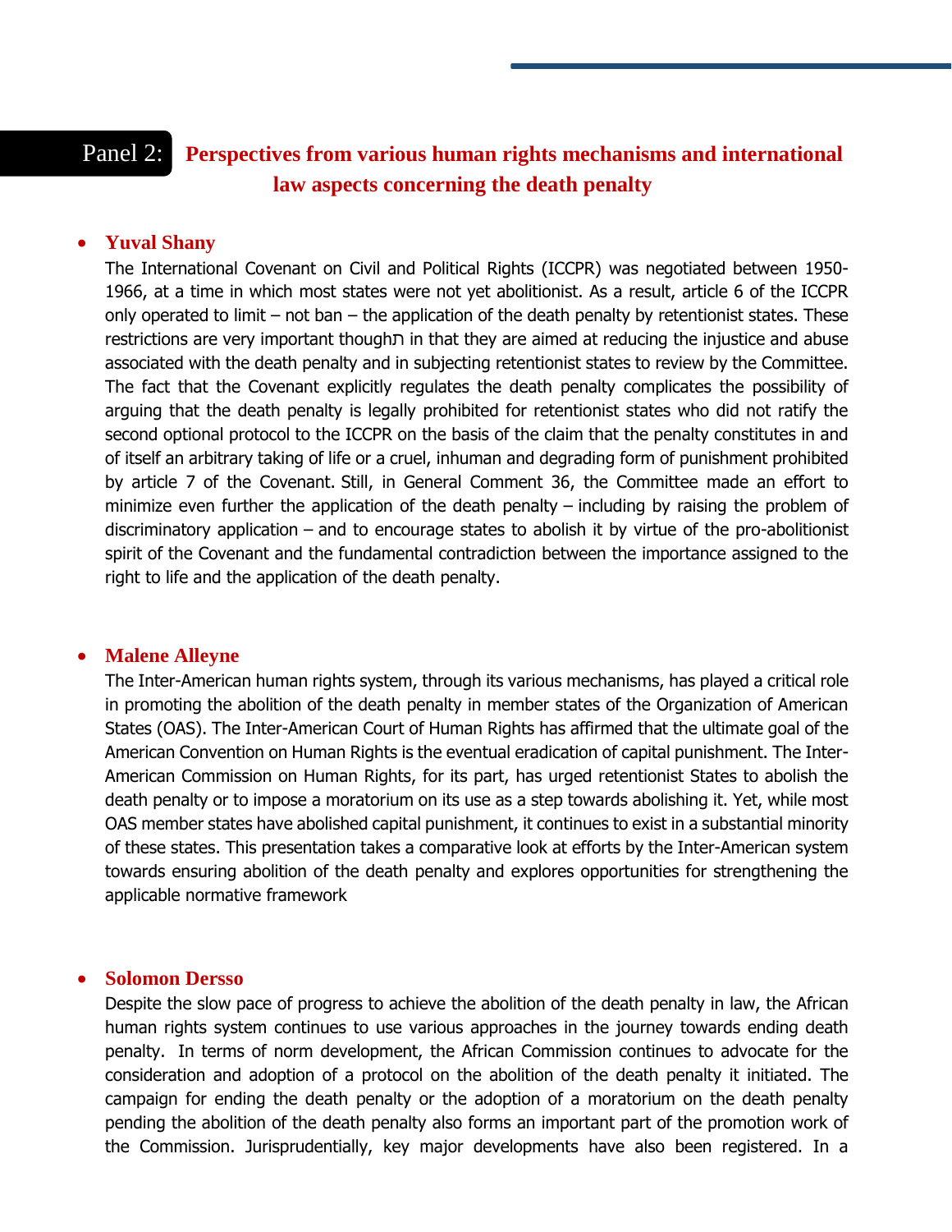## Panel 2: Perspectives from various human rights mechanisms and international law aspects concerning the death penalty

- **Yuval Shany**

  The International Covenant on Civil and Political Rights (ICCPR) was negotiated between 1950-1966, at a time in which most states were not yet abolitionist. As a result, article 6 of the ICCPR only operated to limit – not ban – the application of the death penalty by retentionist states. These restrictions are very important thoughת in that they are aimed at reducing the injustice and abuse associated with the death penalty and in subjecting retentionist states to review by the Committee. The fact that the Covenant explicitly regulates the death penalty complicates the possibility of arguing that the death penalty is legally prohibited for retentionist states who did not ratify the second optional protocol to the ICCPR on the basis of the claim that the penalty constitutes in and of itself an arbitrary taking of life or a cruel, inhuman and degrading form of punishment prohibited by article 7 of the Covenant. Still, in General Comment 36, the Committee made an effort to minimize even further the application of the death penalty – including by raising the problem of discriminatory application – and to encourage states to abolish it by virtue of the pro-abolitionist spirit of the Covenant and the fundamental contradiction between the importance assigned to the right to life and the application of the death penalty.

- **Malene Alleyne**

  The Inter-American human rights system, through its various mechanisms, has played a critical role in promoting the abolition of the death penalty in member states of the Organization of American States (OAS). The Inter-American Court of Human Rights has affirmed that the ultimate goal of the American Convention on Human Rights is the eventual eradication of capital punishment. The Inter-American Commission on Human Rights, for its part, has urged retentionist States to abolish the death penalty or to impose a moratorium on its use as a step towards abolishing it. Yet, while most OAS member states have abolished capital punishment, it continues to exist in a substantial minority of these states. This presentation takes a comparative look at efforts by the Inter-American system towards ensuring abolition of the death penalty and explores opportunities for strengthening the applicable normative framework

- **Solomon Dersso**

  Despite the slow pace of progress to achieve the abolition of the death penalty in law, the African human rights system continues to use various approaches in the journey towards ending death penalty. In terms of norm development, the African Commission continues to advocate for the consideration and adoption of a protocol on the abolition of the death penalty it initiated. The campaign for ending the death penalty or the adoption of a moratorium on the death penalty pending the abolition of the death penalty also forms an important part of the promotion work of the Commission. Jurisprudentially, key major developments have also been registered. In a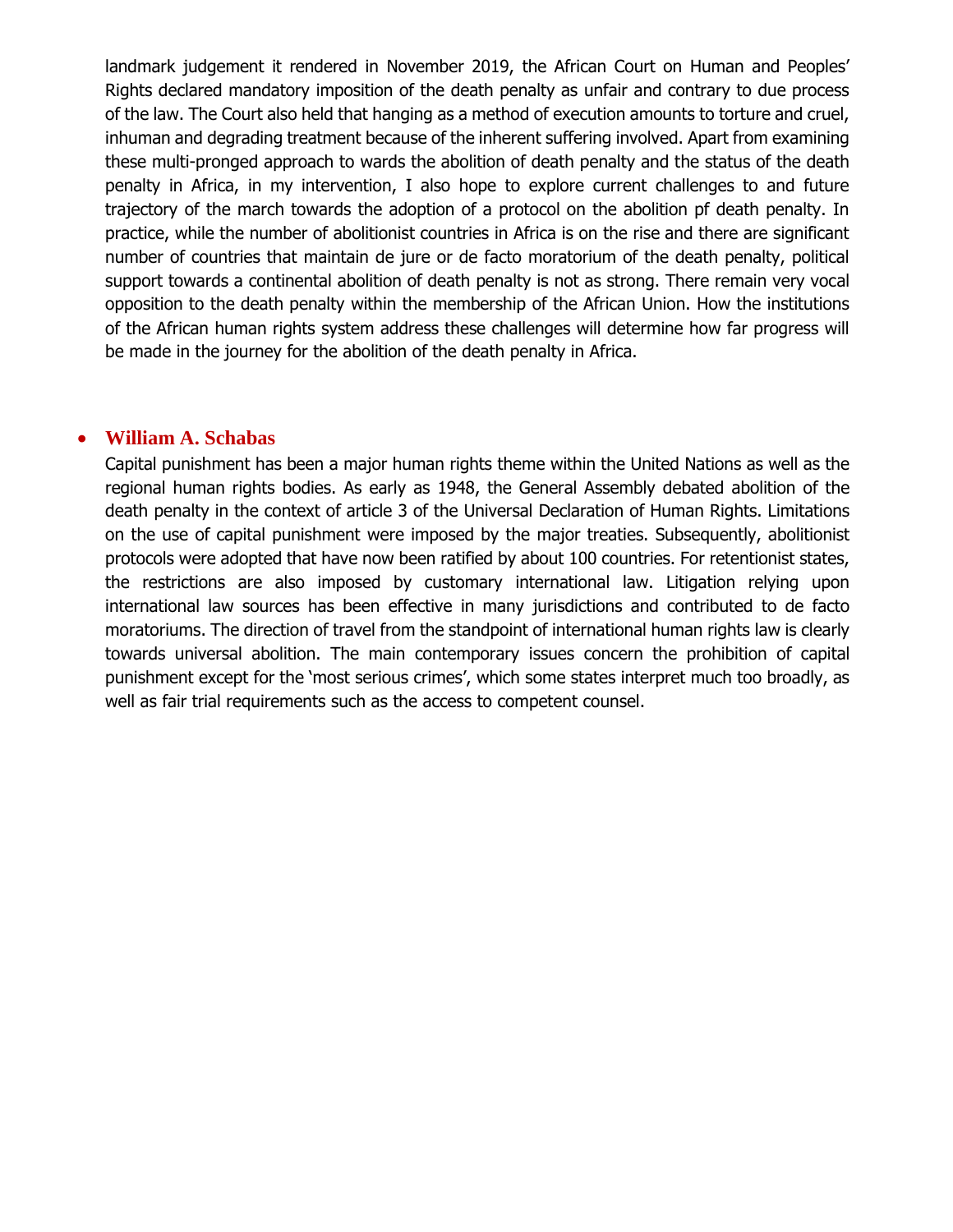landmark judgement it rendered in November 2019, the African Court on Human and Peoples' Rights declared mandatory imposition of the death penalty as unfair and contrary to due process of the law. The Court also held that hanging as a method of execution amounts to torture and cruel, inhuman and degrading treatment because of the inherent suffering involved. Apart from examining these multi-pronged approach to wards the abolition of death penalty and the status of the death penalty in Africa, in my intervention, I also hope to explore current challenges to and future trajectory of the march towards the adoption of a protocol on the abolition pf death penalty. In practice, while the number of abolitionist countries in Africa is on the rise and there are significant number of countries that maintain de jure or de facto moratorium of the death penalty, political support towards a continental abolition of death penalty is not as strong. There remain very vocal opposition to the death penalty within the membership of the African Union. How the institutions of the African human rights system address these challenges will determine how far progress will be made in the journey for the abolition of the death penalty in Africa.

- **William A. Schabas**

  Capital punishment has been a major human rights theme within the United Nations as well as the regional human rights bodies. As early as 1948, the General Assembly debated abolition of the death penalty in the context of article 3 of the Universal Declaration of Human Rights. Limitations on the use of capital punishment were imposed by the major treaties. Subsequently, abolitionist protocols were adopted that have now been ratified by about 100 countries. For retentionist states, the restrictions are also imposed by customary international law. Litigation relying upon international law sources has been effective in many jurisdictions and contributed to de facto moratoriums. The direction of travel from the standpoint of international human rights law is clearly towards universal abolition. The main contemporary issues concern the prohibition of capital punishment except for the 'most serious crimes', which some states interpret much too broadly, as well as fair trial requirements such as the access to competent counsel.